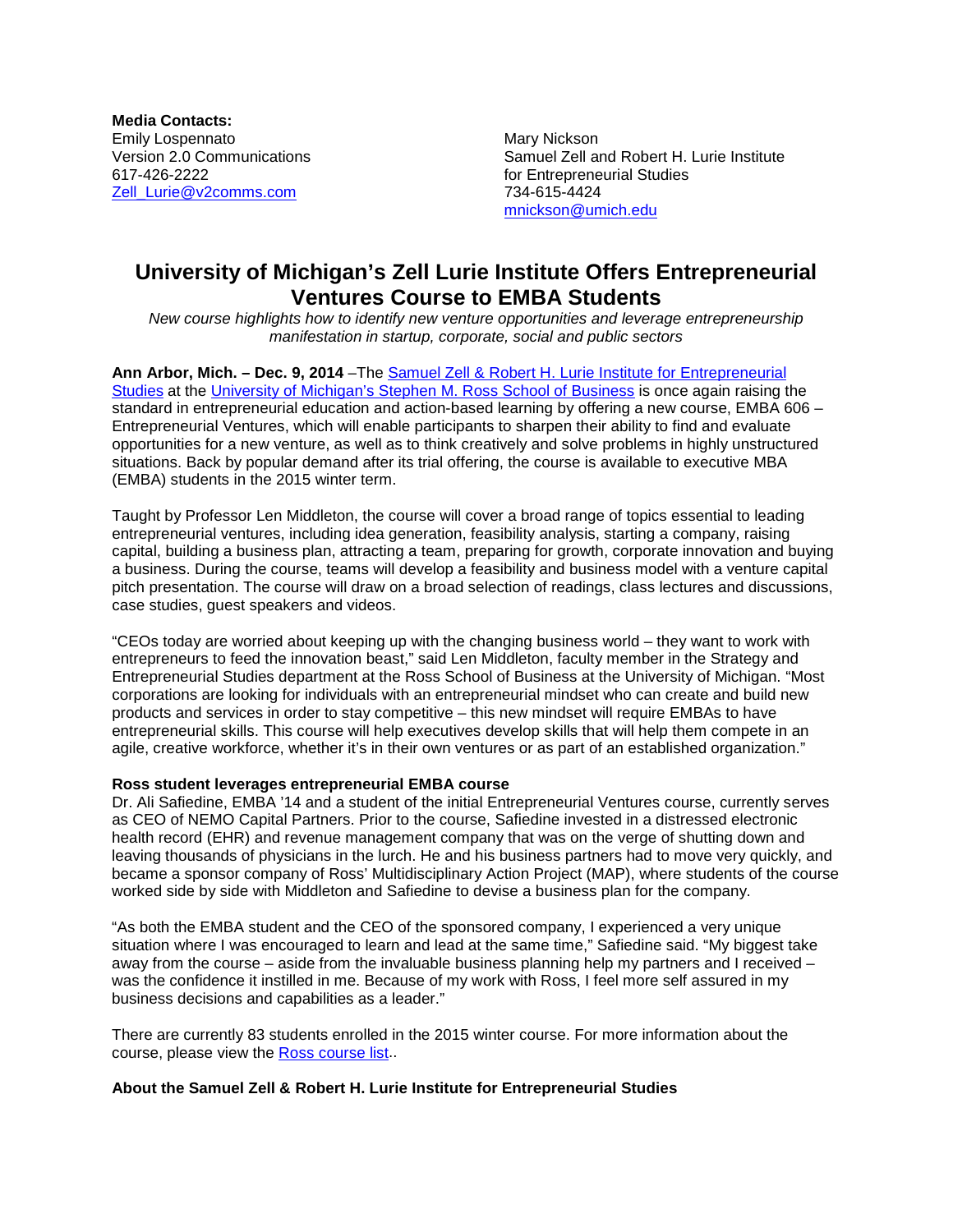**Media Contacts:**

Emily Lospennato
Version 2.0 Communications
617-426-2222
[Zell_Lurie@v2comms.com](mailto:Zell_Lurie@v2comms.com)

Mary Nickson
Samuel Zell and Robert H. Lurie Institute for Entrepreneurial Studies
734-615-4424
[mnickson@umich.edu](mailto:mnickson@umich.edu)

# University of Michigan's Zell Lurie Institute Offers Entrepreneurial Ventures Course to EMBA Students

*New course highlights how to identify new venture opportunities and leverage entrepreneurship manifestation in startup, corporate, social and public sectors*

**Ann Arbor, Mich. – Dec. 9, 2014** –The Samuel Zell & Robert H. Lurie Institute for Entrepreneurial Studies at the University of Michigan's Stephen M. Ross School of Business is once again raising the standard in entrepreneurial education and action-based learning by offering a new course, EMBA 606 – Entrepreneurial Ventures, which will enable participants to sharpen their ability to find and evaluate opportunities for a new venture, as well as to think creatively and solve problems in highly unstructured situations. Back by popular demand after its trial offering, the course is available to executive MBA (EMBA) students in the 2015 winter term.

Taught by Professor Len Middleton, the course will cover a broad range of topics essential to leading entrepreneurial ventures, including idea generation, feasibility analysis, starting a company, raising capital, building a business plan, attracting a team, preparing for growth, corporate innovation and buying a business. During the course, teams will develop a feasibility and business model with a venture capital pitch presentation. The course will draw on a broad selection of readings, class lectures and discussions, case studies, guest speakers and videos.

"CEOs today are worried about keeping up with the changing business world – they want to work with entrepreneurs to feed the innovation beast," said Len Middleton, faculty member in the Strategy and Entrepreneurial Studies department at the Ross School of Business at the University of Michigan. "Most corporations are looking for individuals with an entrepreneurial mindset who can create and build new products and services in order to stay competitive – this new mindset will require EMBAs to have entrepreneurial skills. This course will help executives develop skills that will help them compete in an agile, creative workforce, whether it's in their own ventures or as part of an established organization."

**Ross student leverages entrepreneurial EMBA course**

Dr. Ali Safiedine, EMBA '14 and a student of the initial Entrepreneurial Ventures course, currently serves as CEO of NEMO Capital Partners. Prior to the course, Safiedine invested in a distressed electronic health record (EHR) and revenue management company that was on the verge of shutting down and leaving thousands of physicians in the lurch. He and his business partners had to move very quickly, and became a sponsor company of Ross' Multidisciplinary Action Project (MAP), where students of the course worked side by side with Middleton and Safiedine to devise a business plan for the company.

"As both the EMBA student and the CEO of the sponsored company, I experienced a very unique situation where I was encouraged to learn and lead at the same time," Safiedine said. "My biggest take away from the course – aside from the invaluable business planning help my partners and I received – was the confidence it instilled in me. Because of my work with Ross, I feel more self assured in my business decisions and capabilities as a leader."

There are currently 83 students enrolled in the 2015 winter course. For more information about the course, please view the Ross course list..

**About the Samuel Zell & Robert H. Lurie Institute for Entrepreneurial Studies**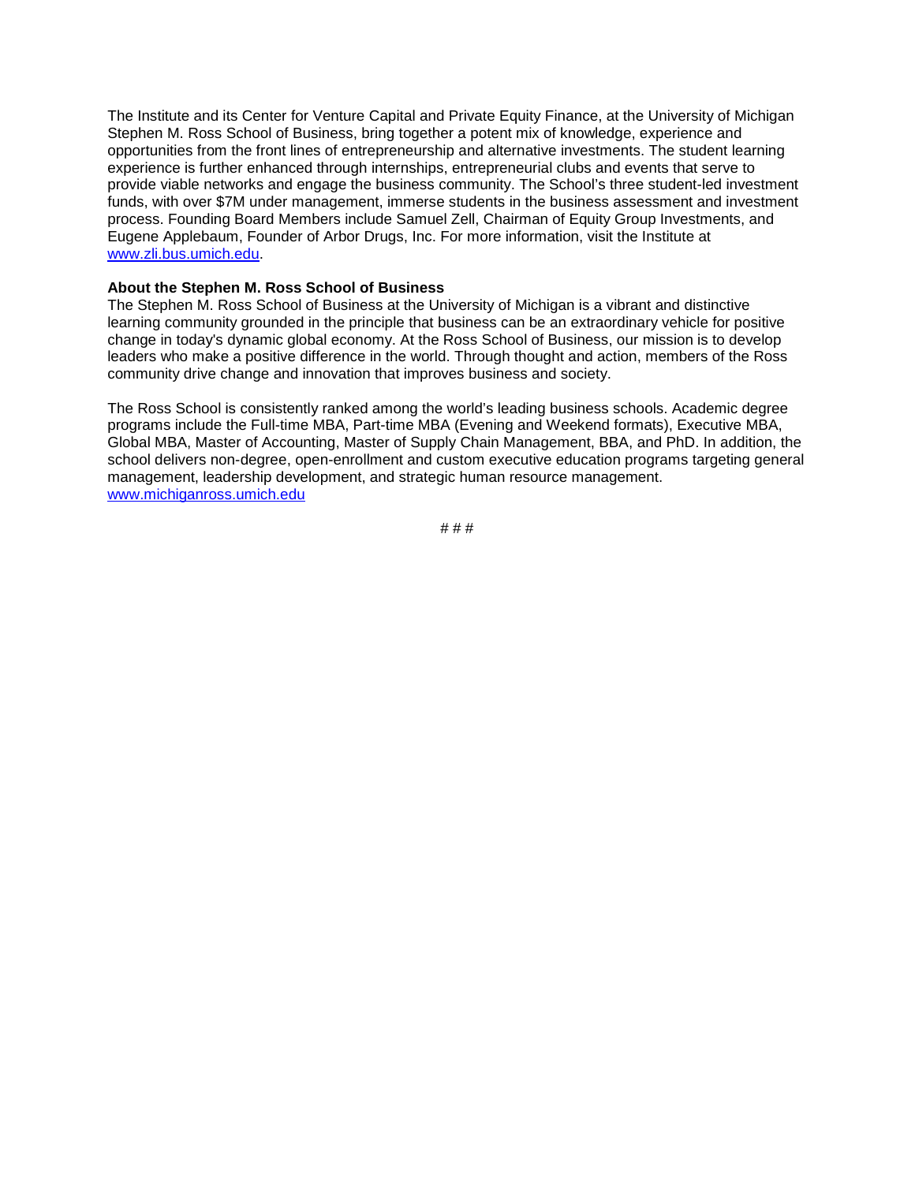The Institute and its Center for Venture Capital and Private Equity Finance, at the University of Michigan Stephen M. Ross School of Business, bring together a potent mix of knowledge, experience and opportunities from the front lines of entrepreneurship and alternative investments. The student learning experience is further enhanced through internships, entrepreneurial clubs and events that serve to provide viable networks and engage the business community. The School's three student-led investment funds, with over $7M under management, immerse students in the business assessment and investment process. Founding Board Members include Samuel Zell, Chairman of Equity Group Investments, and Eugene Applebaum, Founder of Arbor Drugs, Inc. For more information, visit the Institute at www.zli.bus.umich.edu.

**About the Stephen M. Ross School of Business**

The Stephen M. Ross School of Business at the University of Michigan is a vibrant and distinctive learning community grounded in the principle that business can be an extraordinary vehicle for positive change in today's dynamic global economy. At the Ross School of Business, our mission is to develop leaders who make a positive difference in the world. Through thought and action, members of the Ross community drive change and innovation that improves business and society.

The Ross School is consistently ranked among the world's leading business schools. Academic degree programs include the Full-time MBA, Part-time MBA (Evening and Weekend formats), Executive MBA, Global MBA, Master of Accounting, Master of Supply Chain Management, BBA, and PhD. In addition, the school delivers non-degree, open-enrollment and custom executive education programs targeting general management, leadership development, and strategic human resource management.
www.michiganross.umich.edu

# # #